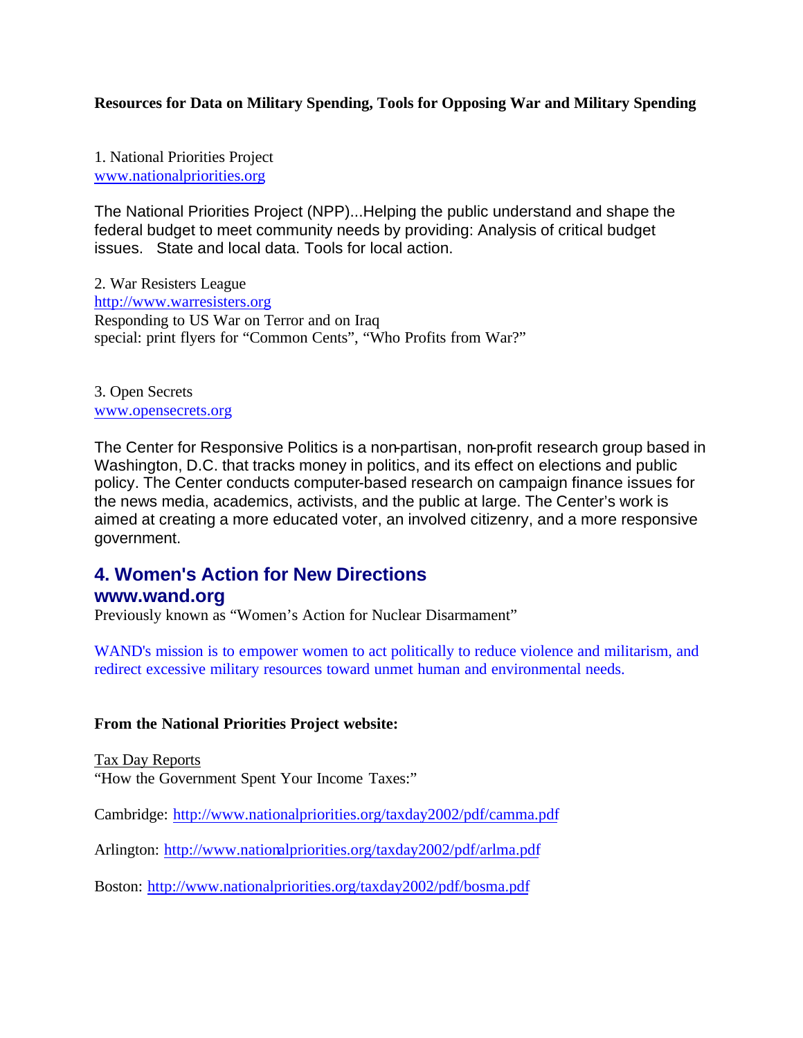**Resources for Data on Military Spending, Tools for Opposing War and Military Spending**

1. National Priorities Project
www.nationalpriorities.org

The National Priorities Project (NPP)...Helping the public understand and shape the federal budget to meet community needs by providing: Analysis of critical budget issues. State and local data. Tools for local action.

2. War Resisters League
http://www.warresisters.org
Responding to US War on Terror and on Iraq
special: print flyers for "Common Cents", "Who Profits from War?"

3. Open Secrets
www.opensecrets.org

The Center for Responsive Politics is a non-partisan, non-profit research group based in Washington, D.C. that tracks money in politics, and its effect on elections and public policy. The Center conducts computer-based research on campaign finance issues for the news media, academics, activists, and the public at large. The Center's work is aimed at creating a more educated voter, an involved citizenry, and a more responsive government.

## 4. Women's Action for New Directions
## www.wand.org

Previously known as "Women's Action for Nuclear Disarmament"

WAND's mission is to empower women to act politically to reduce violence and militarism, and redirect excessive military resources toward unmet human and environmental needs.

**From the National Priorities Project website:**

Tax Day Reports
"How the Government Spent Your Income Taxes:"

Cambridge: http://www.nationalpriorities.org/taxday2002/pdf/camma.pdf

Arlington: http://www.nationalpriorities.org/taxday2002/pdf/arlma.pdf

Boston: http://www.nationalpriorities.org/taxday2002/pdf/bosma.pdf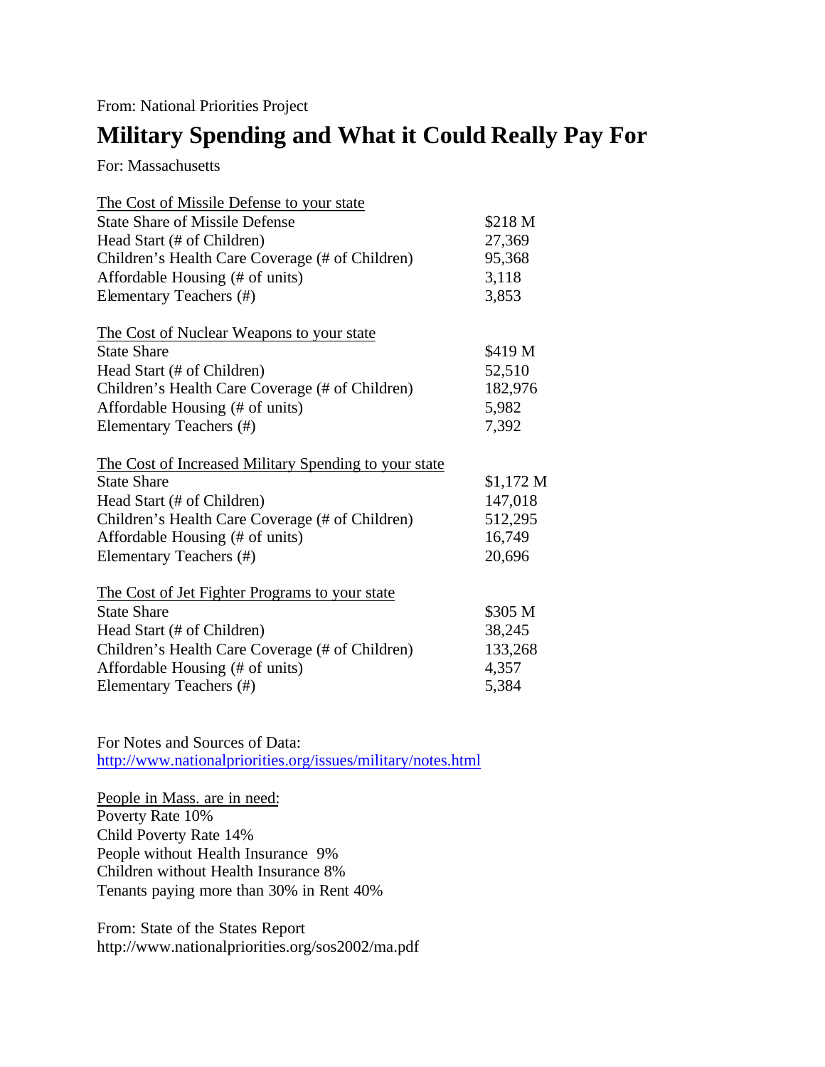From: National Priorities Project

# Military Spending and What it Could Really Pay For

For: Massachusetts

| | |
|---|---|
| <u>The Cost of Missile Defense to your state</u> | |
| State Share of Missile Defense | $218 M |
| Head Start (# of Children) | 27,369 |
| Children's Health Care Coverage (# of Children) | 95,368 |
| Affordable Housing (# of units) | 3,118 |
| Elementary Teachers (#) | 3,853 |
| <u>The Cost of Nuclear Weapons to your state</u> | |
| State Share | $419 M |
| Head Start (# of Children) | 52,510 |
| Children's Health Care Coverage (# of Children) | 182,976 |
| Affordable Housing (# of units) | 5,982 |
| Elementary Teachers (#) | 7,392 |
| <u>The Cost of Increased Military Spending to your state</u> | |
| State Share | $1,172 M |
| Head Start (# of Children) | 147,018 |
| Children's Health Care Coverage (# of Children) | 512,295 |
| Affordable Housing (# of units) | 16,749 |
| Elementary Teachers (#) | 20,696 |
| <u>The Cost of Jet Fighter Programs to your state</u> | |
| State Share | $305 M |
| Head Start (# of Children) | 38,245 |
| Children's Health Care Coverage (# of Children) | 133,268 |
| Affordable Housing (# of units) | 4,357 |
| Elementary Teachers (#) | 5,384 |

For Notes and Sources of Data:
http://www.nationalpriorities.org/issues/military/notes.html

<u>People in Mass. are in need:</u>
Poverty Rate 10%
Child Poverty Rate 14%
People without Health Insurance 9%
Children without Health Insurance 8%
Tenants paying more than 30% in Rent 40%

From: State of the States Report
http://www.nationalpriorities.org/sos2002/ma.pdf